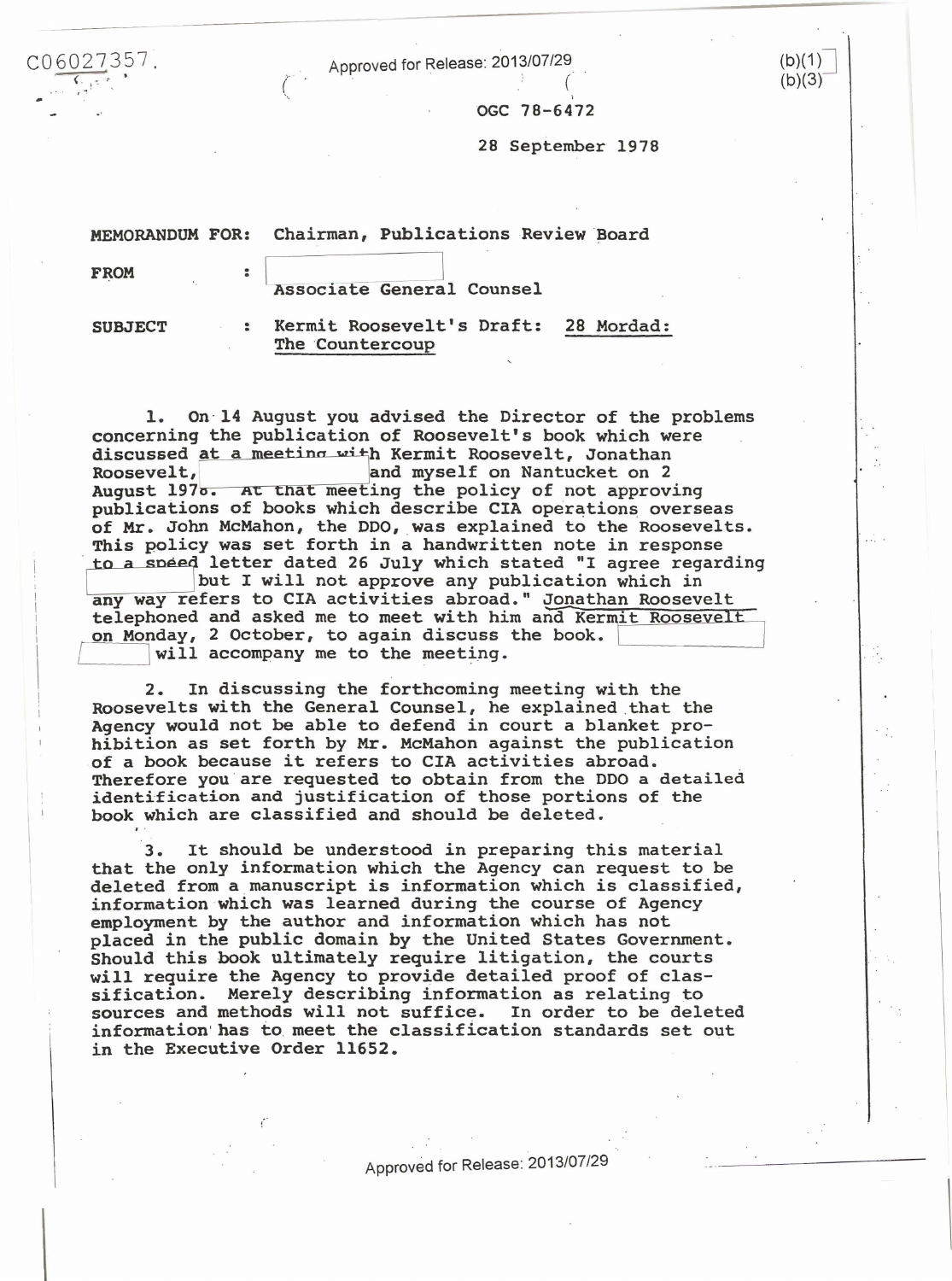C06027357

Approved for Release: 2013/07/29

(b)(1)
(b)(3)

OGC 78-6472

28 September 1978

MEMORANDUM FOR: Chairman, Publications Review Board

FROM : [redacted]
Associate General Counsel

SUBJECT : Kermit Roosevelt's Draft: 28 Mordad: The Countercoup

1. On 14 August you advised the Director of the problems concerning the publication of Roosevelt's book which were discussed at a meeting with Kermit Roosevelt, Jonathan Roosevelt, [redacted] and myself on Nantucket on 2 August 1978. At that meeting the policy of not approving publications of books which describe CIA operations overseas of Mr. John McMahon, the DDO, was explained to the Roosevelts. This policy was set forth in a handwritten note in response to a speed letter dated 26 July which stated "I agree regarding [redacted] but I will not approve any publication which in any way refers to CIA activities abroad." Jonathan Roosevelt telephoned and asked me to meet with him and Kermit Roosevelt on Monday, 2 October, to again discuss the book. [redacted] will accompany me to the meeting.

2. In discussing the forthcoming meeting with the Roosevelts with the General Counsel, he explained that the Agency would not be able to defend in court a blanket prohibition as set forth by Mr. McMahon against the publication of a book because it refers to CIA activities abroad. Therefore you are requested to obtain from the DDO a detailed identification and justification of those portions of the book which are classified and should be deleted.

3. It should be understood in preparing this material that the only information which the Agency can request to be deleted from a manuscript is information which is classified, information which was learned during the course of Agency employment by the author and information which has not placed in the public domain by the United States Government. Should this book ultimately require litigation, the courts will require the Agency to provide detailed proof of classification. Merely describing information as relating to sources and methods will not suffice. In order to be deleted information has to meet the classification standards set out in the Executive Order 11652.

Approved for Release: 2013/07/29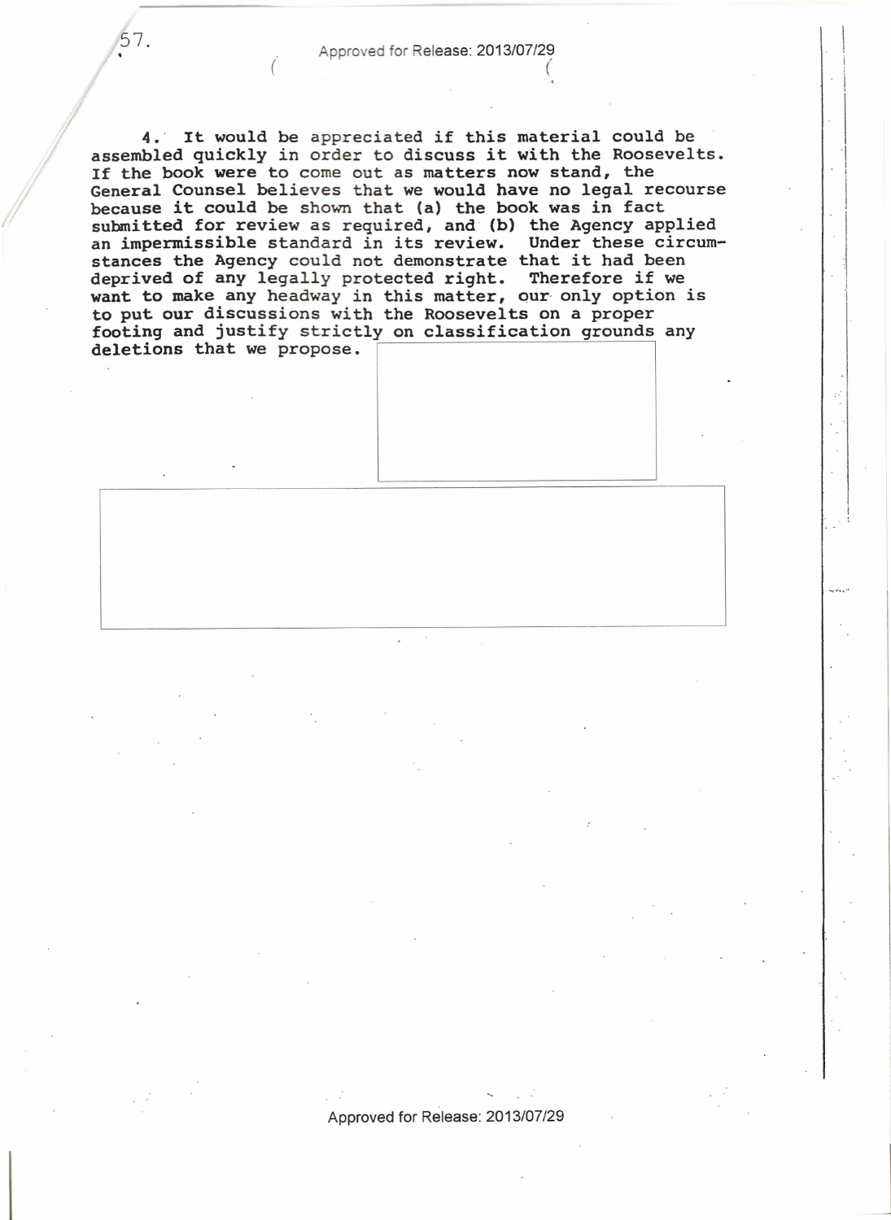4. It would be appreciated if this material could be assembled quickly in order to discuss it with the Roosevelts. If the book were to come out as matters now stand, the General Counsel believes that we would have no legal recourse because it could be shown that (a) the book was in fact submitted for review as required, and (b) the Agency applied an impermissible standard in its review. Under these circumstances the Agency could not demonstrate that it had been deprived of any legally protected right. Therefore if we want to make any headway in this matter, our only option is to put our discussions with the Roosevelts on a proper footing and justify strictly on classification grounds any deletions that we propose.